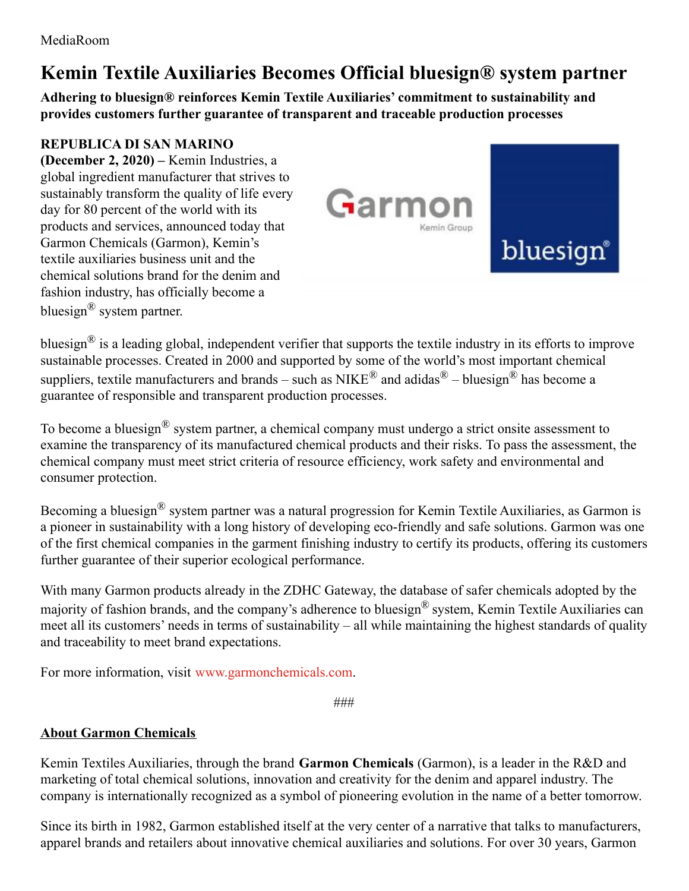MediaRoom

# Kemin Textile Auxiliaries Becomes Official bluesign® system partner

**Adhering to bluesign® reinforces Kemin Textile Auxiliaries' commitment to sustainability and provides customers further guarantee of transparent and traceable production processes**

**REPUBLICA DI SAN MARINO (December 2, 2020) –** Kemin Industries, a global ingredient manufacturer that strives to sustainably transform the quality of life every day for 80 percent of the world with its products and services, announced today that Garmon Chemicals (Garmon), Kemin's textile auxiliaries business unit and the chemical solutions brand for the denim and fashion industry, has officially become a bluesign® system partner.

bluesign® is a leading global, independent verifier that supports the textile industry in its efforts to improve sustainable processes. Created in 2000 and supported by some of the world's most important chemical suppliers, textile manufacturers and brands – such as NIKE® and adidas® – bluesign® has become a guarantee of responsible and transparent production processes.

To become a bluesign® system partner, a chemical company must undergo a strict onsite assessment to examine the transparency of its manufactured chemical products and their risks. To pass the assessment, the chemical company must meet strict criteria of resource efficiency, work safety and environmental and consumer protection.

Becoming a bluesign® system partner was a natural progression for Kemin Textile Auxiliaries, as Garmon is a pioneer in sustainability with a long history of developing eco-friendly and safe solutions. Garmon was one of the first chemical companies in the garment finishing industry to certify its products, offering its customers further guarantee of their superior ecological performance.

With many Garmon products already in the ZDHC Gateway, the database of safer chemicals adopted by the majority of fashion brands, and the company's adherence to bluesign® system, Kemin Textile Auxiliaries can meet all its customers' needs in terms of sustainability – all while maintaining the highest standards of quality and traceability to meet brand expectations.

For more information, visit www.garmonchemicals.com.

###

## About Garmon Chemicals

Kemin Textiles Auxiliaries, through the brand **Garmon Chemicals** (Garmon), is a leader in the R&D and marketing of total chemical solutions, innovation and creativity for the denim and apparel industry. The company is internationally recognized as a symbol of pioneering evolution in the name of a better tomorrow.

Since its birth in 1982, Garmon established itself at the very center of a narrative that talks to manufacturers, apparel brands and retailers about innovative chemical auxiliaries and solutions. For over 30 years, Garmon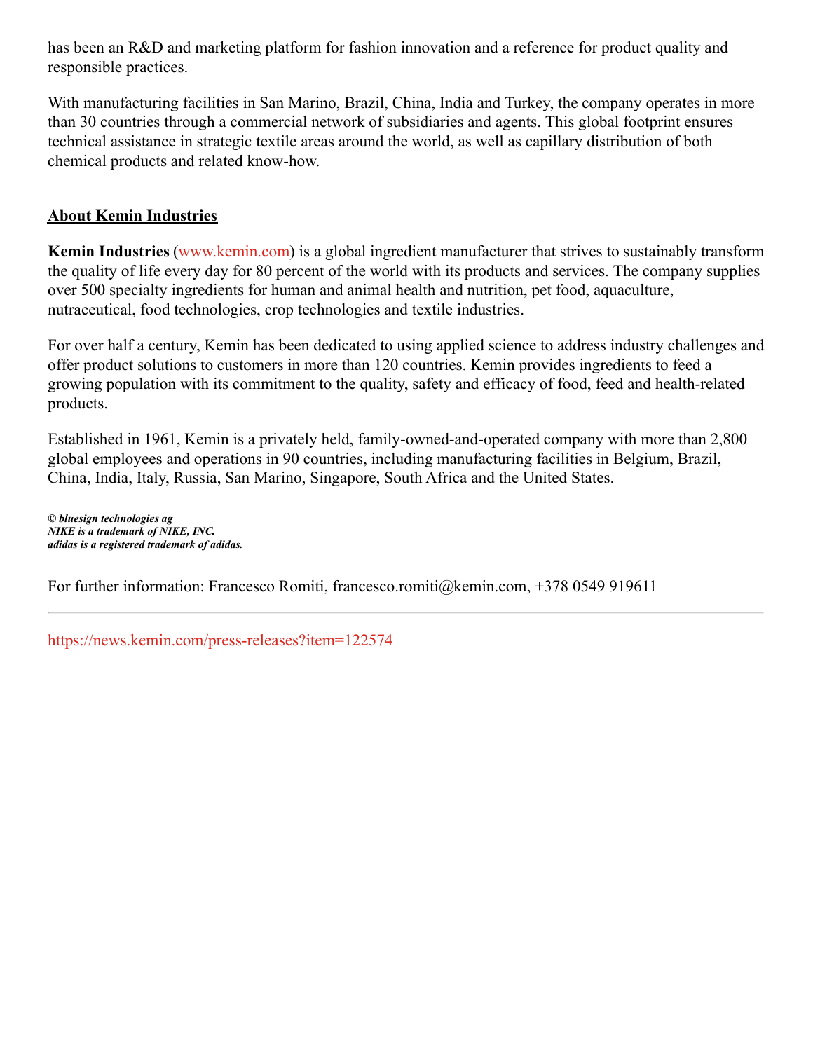has been an R&D and marketing platform for fashion innovation and a reference for product quality and responsible practices.

With manufacturing facilities in San Marino, Brazil, China, India and Turkey, the company operates in more than 30 countries through a commercial network of subsidiaries and agents. This global footprint ensures technical assistance in strategic textile areas around the world, as well as capillary distribution of both chemical products and related know-how.

## About Kemin Industries

**Kemin Industries** (www.kemin.com) is a global ingredient manufacturer that strives to sustainably transform the quality of life every day for 80 percent of the world with its products and services. The company supplies over 500 specialty ingredients for human and animal health and nutrition, pet food, aquaculture, nutraceutical, food technologies, crop technologies and textile industries.

For over half a century, Kemin has been dedicated to using applied science to address industry challenges and offer product solutions to customers in more than 120 countries. Kemin provides ingredients to feed a growing population with its commitment to the quality, safety and efficacy of food, feed and health-related products.

Established in 1961, Kemin is a privately held, family-owned-and-operated company with more than 2,800 global employees and operations in 90 countries, including manufacturing facilities in Belgium, Brazil, China, India, Italy, Russia, San Marino, Singapore, South Africa and the United States.

***© bluesign technologies ag***
***NIKE is a trademark of NIKE, INC.***
***adidas is a registered trademark of adidas.***

For further information: Francesco Romiti, francesco.romiti@kemin.com, +378 0549 919611

---

https://news.kemin.com/press-releases?item=122574